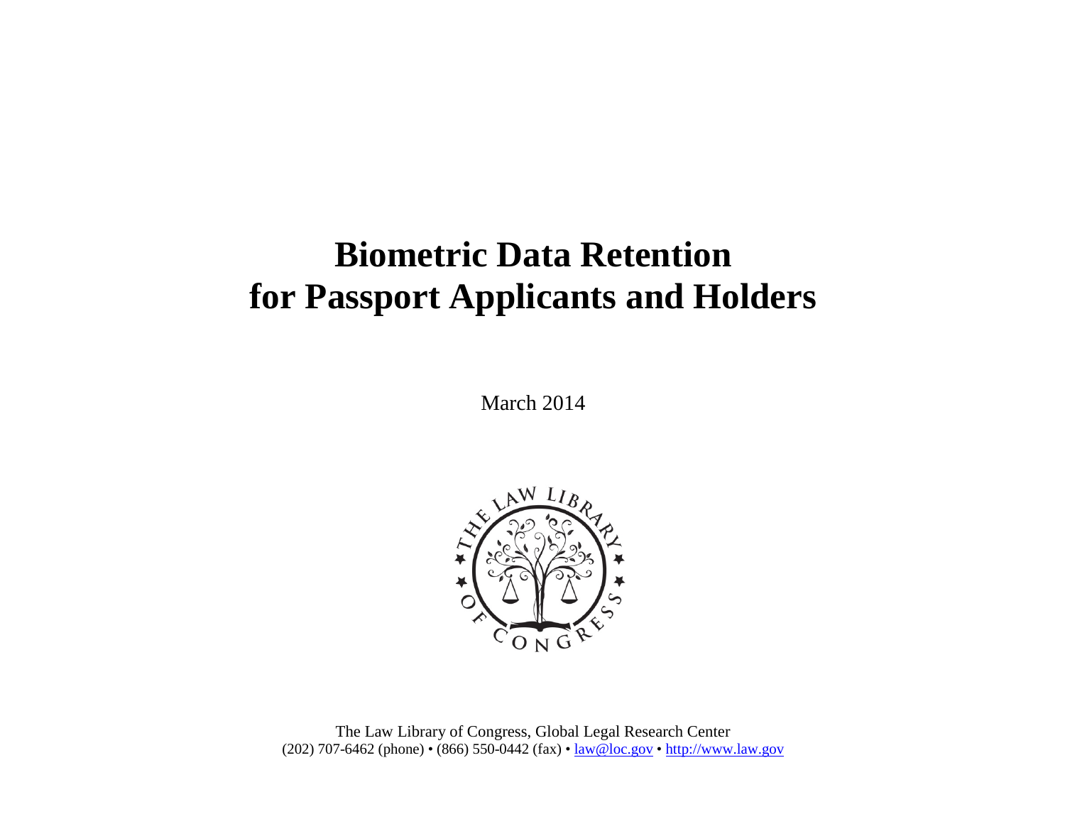# Biometric Data Retention for Passport Applicants and Holders

March 2014

The Law Library of Congress, Global Legal Research Center
(202) 707-6462 (phone) • (866) 550-0442 (fax) • law@loc.gov • http://www.law.gov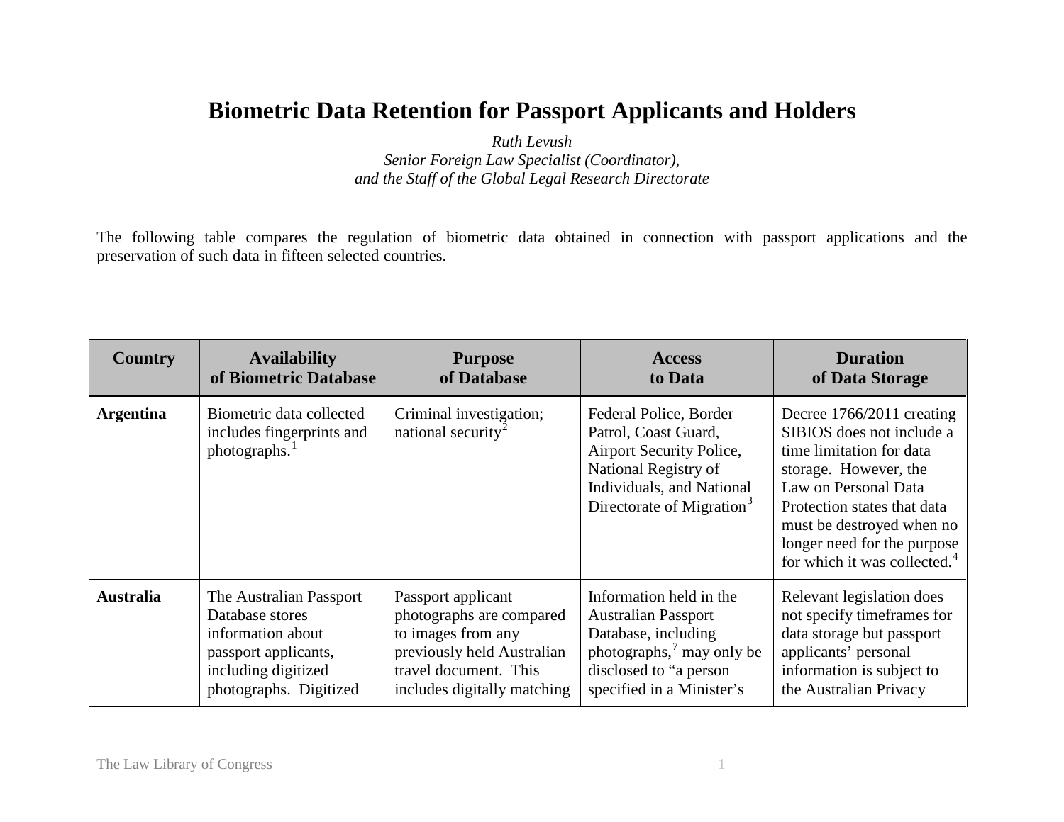# Biometric Data Retention for Passport Applicants and Holders

*Ruth Levush*
*Senior Foreign Law Specialist (Coordinator),*
*and the Staff of the Global Legal Research Directorate*

The following table compares the regulation of biometric data obtained in connection with passport applications and the preservation of such data in fifteen selected countries.

| Country | Availability of Biometric Database | Purpose of Database | Access to Data | Duration of Data Storage |
|---|---|---|---|---|
| **Argentina** | Biometric data collected includes fingerprints and photographs.[1] | Criminal investigation; national security[2] | Federal Police, Border Patrol, Coast Guard, Airport Security Police, National Registry of Individuals, and National Directorate of Migration[3] | Decree 1766/2011 creating SIBIOS does not include a time limitation for data storage. However, the Law on Personal Data Protection states that data must be destroyed when no longer need for the purpose for which it was collected.[4] |
| **Australia** | The Australian Passport Database stores information about passport applicants, including digitized photographs. Digitized | Passport applicant photographs are compared to images from any previously held Australian travel document. This includes digitally matching | Information held in the Australian Passport Database, including photographs,[7] may only be disclosed to "a person specified in a Minister's | Relevant legislation does not specify timeframes for data storage but passport applicants' personal information is subject to the Australian Privacy |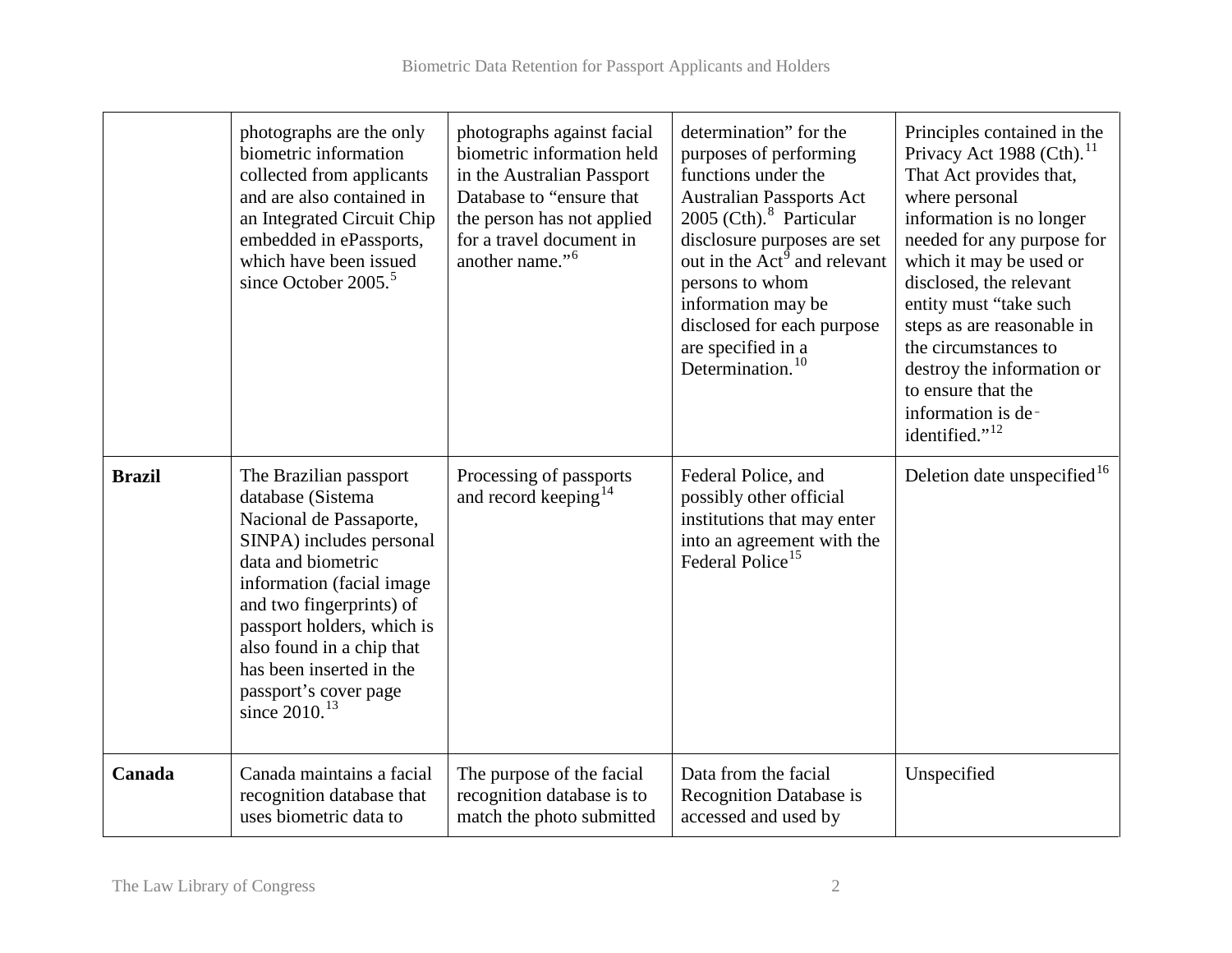| | | | | |
|---|---|---|---|---|
| | photographs are the only biometric information collected from applicants and are also contained in an Integrated Circuit Chip embedded in ePassports, which have been issued since October 2005.[5] | photographs against facial biometric information held in the Australian Passport Database to "ensure that the person has not applied for a travel document in another name."[6] | determination" for the purposes of performing functions under the Australian Passports Act 2005 (Cth).[8] Particular disclosure purposes are set out in the Act[9] and relevant persons to whom information may be disclosed for each purpose are specified in a Determination.[10] | Principles contained in the Privacy Act 1988 (Cth).[11] That Act provides that, where personal information is no longer needed for any purpose for which it may be used or disclosed, the relevant entity must "take such steps as are reasonable in the circumstances to destroy the information or to ensure that the information is de-identified."[12] |
| **Brazil** | The Brazilian passport database (Sistema Nacional de Passaporte, SINPA) includes personal data and biometric information (facial image and two fingerprints) of passport holders, which is also found in a chip that has been inserted in the passport's cover page since 2010.[13] | Processing of passports and record keeping[14] | Federal Police, and possibly other official institutions that may enter into an agreement with the Federal Police[15] | Deletion date unspecified[16] |
| **Canada** | Canada maintains a facial recognition database that uses biometric data to | The purpose of the facial recognition database is to match the photo submitted | Data from the facial Recognition Database is accessed and used by | Unspecified |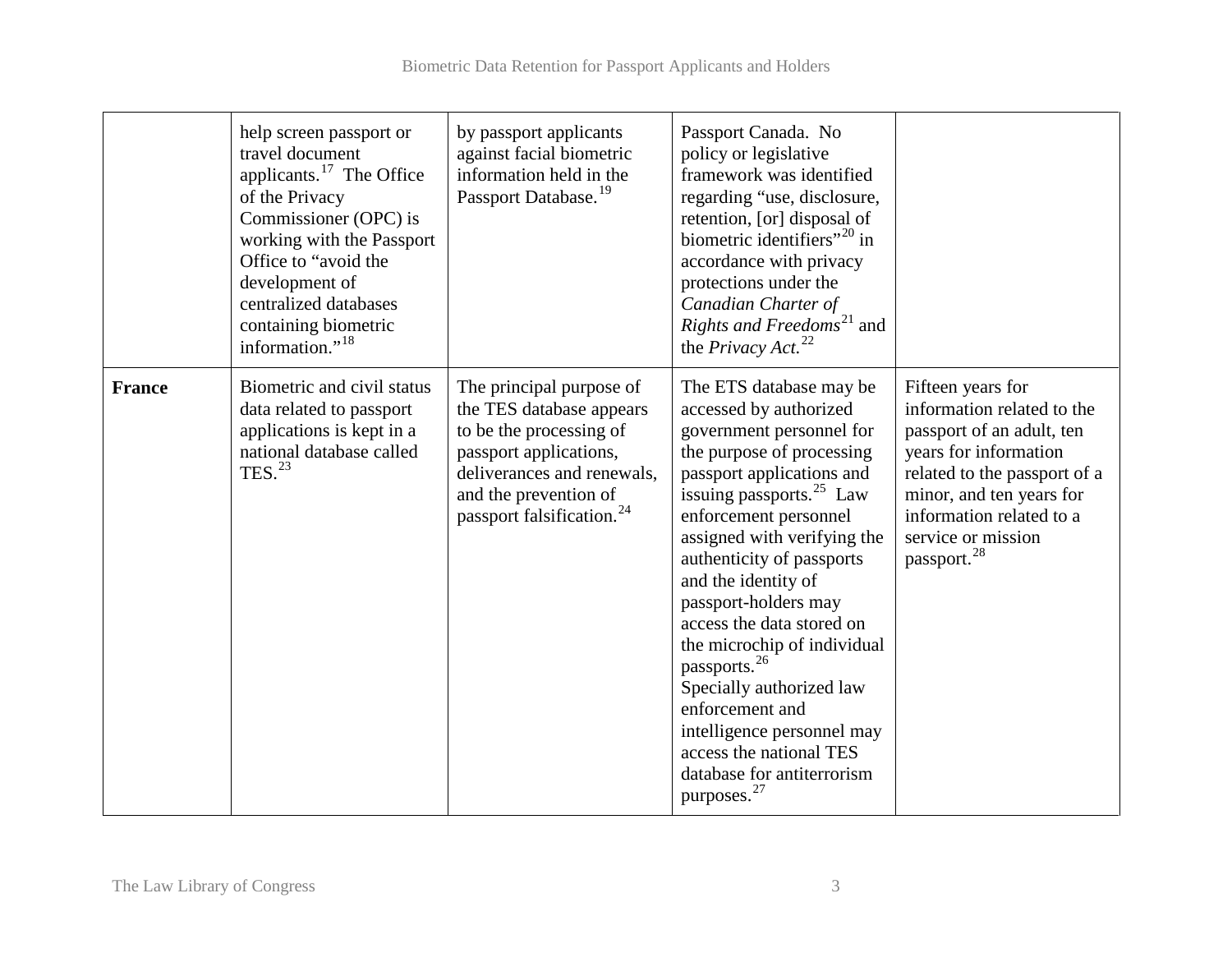| | | | | |
|---|---|---|---|---|
| | help screen passport or travel document applicants.[17] The Office of the Privacy Commissioner (OPC) is working with the Passport Office to "avoid the development of centralized databases containing biometric information."[18] | by passport applicants against facial biometric information held in the Passport Database.[19] | Passport Canada. No policy or legislative framework was identified regarding "use, disclosure, retention, [or] disposal of biometric identifiers"[20] in accordance with privacy protections under the *Canadian Charter of Rights and Freedoms*[21] and the *Privacy Act.*[22] | |
| **France** | Biometric and civil status data related to passport applications is kept in a national database called TES.[23] | The principal purpose of the TES database appears to be the processing of passport applications, deliverances and renewals, and the prevention of passport falsification.[24] | The ETS database may be accessed by authorized government personnel for the purpose of processing passport applications and issuing passports.[25] Law enforcement personnel assigned with verifying the authenticity of passports and the identity of passport-holders may access the data stored on the microchip of individual passports.[26] Specially authorized law enforcement and intelligence personnel may access the national TES database for antiterrorism purposes.[27] | Fifteen years for information related to the passport of an adult, ten years for information related to the passport of a minor, and ten years for information related to a service or mission passport.[28] |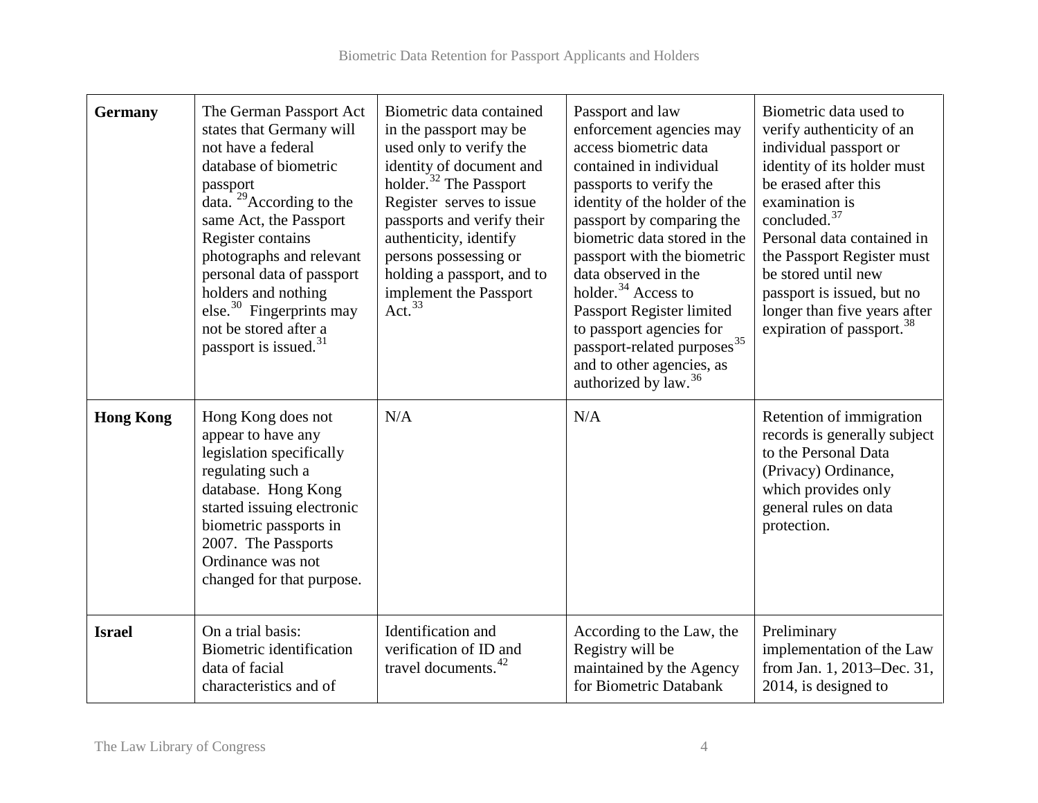| | | | | |
|---|---|---|---|---|
| **Germany** | The German Passport Act states that Germany will not have a federal database of biometric passport data. [29]According to the same Act, the Passport Register contains photographs and relevant personal data of passport holders and nothing else.[30] Fingerprints may not be stored after a passport is issued.[31] | Biometric data contained in the passport may be used only to verify the identity of document and holder.[32] The Passport Register serves to issue passports and verify their authenticity, identify persons possessing or holding a passport, and to implement the Passport Act.[33] | Passport and law enforcement agencies may access biometric data contained in individual passports to verify the identity of the holder of the passport by comparing the biometric data stored in the passport with the biometric data observed in the holder.[34] Access to Passport Register limited to passport agencies for passport-related purposes[35] and to other agencies, as authorized by law.[36] | Biometric data used to verify authenticity of an individual passport or identity of its holder must be erased after this examination is concluded.[37] Personal data contained in the Passport Register must be stored until new passport is issued, but no longer than five years after expiration of passport.[38] |
| **Hong Kong** | Hong Kong does not appear to have any legislation specifically regulating such a database. Hong Kong started issuing electronic biometric passports in 2007. The Passports Ordinance was not changed for that purpose. | N/A | N/A | Retention of immigration records is generally subject to the Personal Data (Privacy) Ordinance, which provides only general rules on data protection. |
| **Israel** | On a trial basis: Biometric identification data of facial characteristics and of | Identification and verification of ID and travel documents.[42] | According to the Law, the Registry will be maintained by the Agency for Biometric Databank | Preliminary implementation of the Law from Jan. 1, 2013–Dec. 31, 2014, is designed to |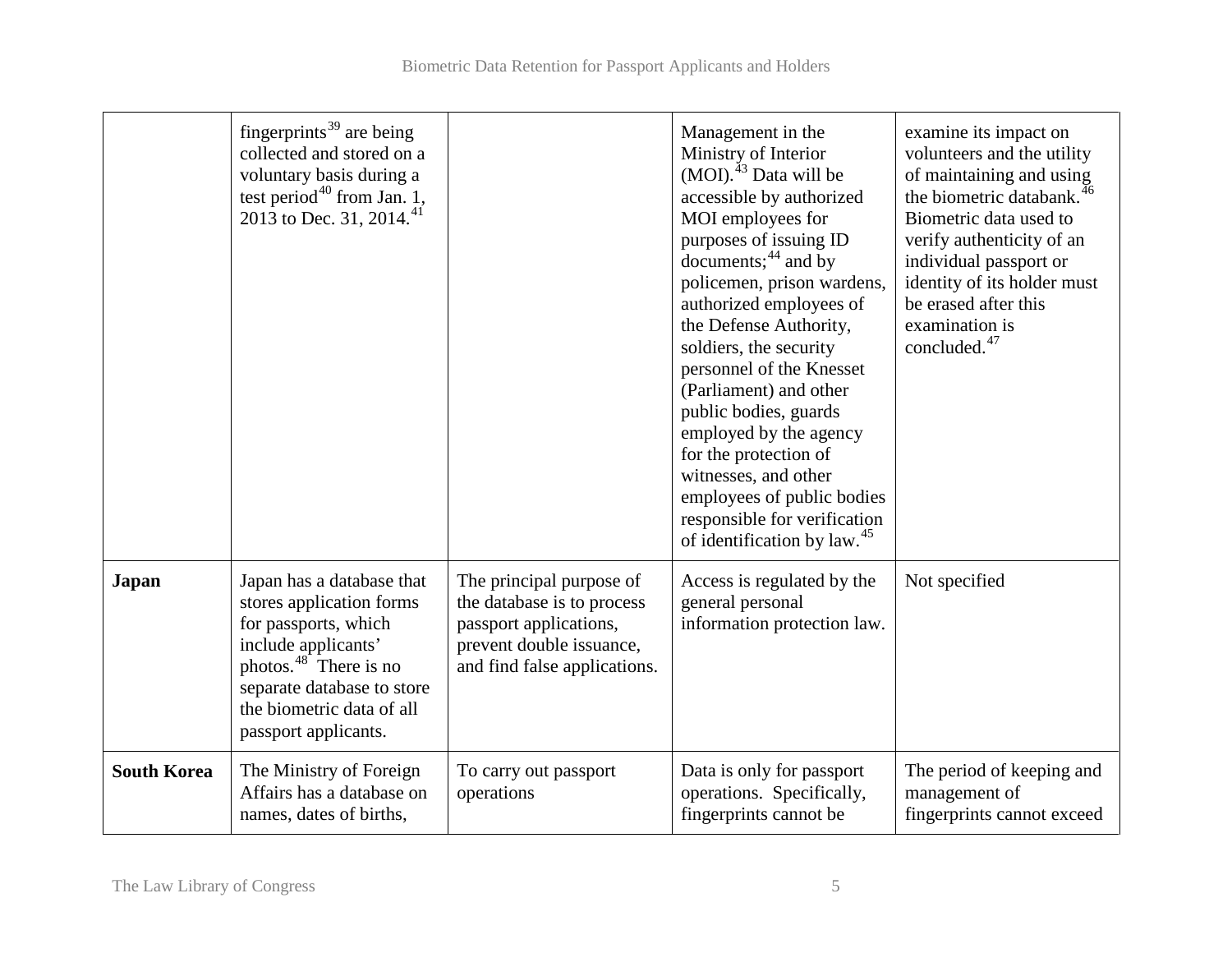| | | | | |
|---|---|---|---|---|
| | fingerprints[39] are being collected and stored on a voluntary basis during a test period[40] from Jan. 1, 2013 to Dec. 31, 2014.[41] | | Management in the Ministry of Interior (MOI).[43] Data will be accessible by authorized MOI employees for purposes of issuing ID documents;[44] and by policemen, prison wardens, authorized employees of the Defense Authority, soldiers, the security personnel of the Knesset (Parliament) and other public bodies, guards employed by the agency for the protection of witnesses, and other employees of public bodies responsible for verification of identification by law.[45] | examine its impact on volunteers and the utility of maintaining and using the biometric databank.[46] Biometric data used to verify authenticity of an individual passport or identity of its holder must be erased after this examination is concluded.[47] |
| **Japan** | Japan has a database that stores application forms for passports, which include applicants' photos.[48] There is no separate database to store the biometric data of all passport applicants. | The principal purpose of the database is to process passport applications, prevent double issuance, and find false applications. | Access is regulated by the general personal information protection law. | Not specified |
| **South Korea** | The Ministry of Foreign Affairs has a database on names, dates of births, | To carry out passport operations | Data is only for passport operations. Specifically, fingerprints cannot be | The period of keeping and management of fingerprints cannot exceed |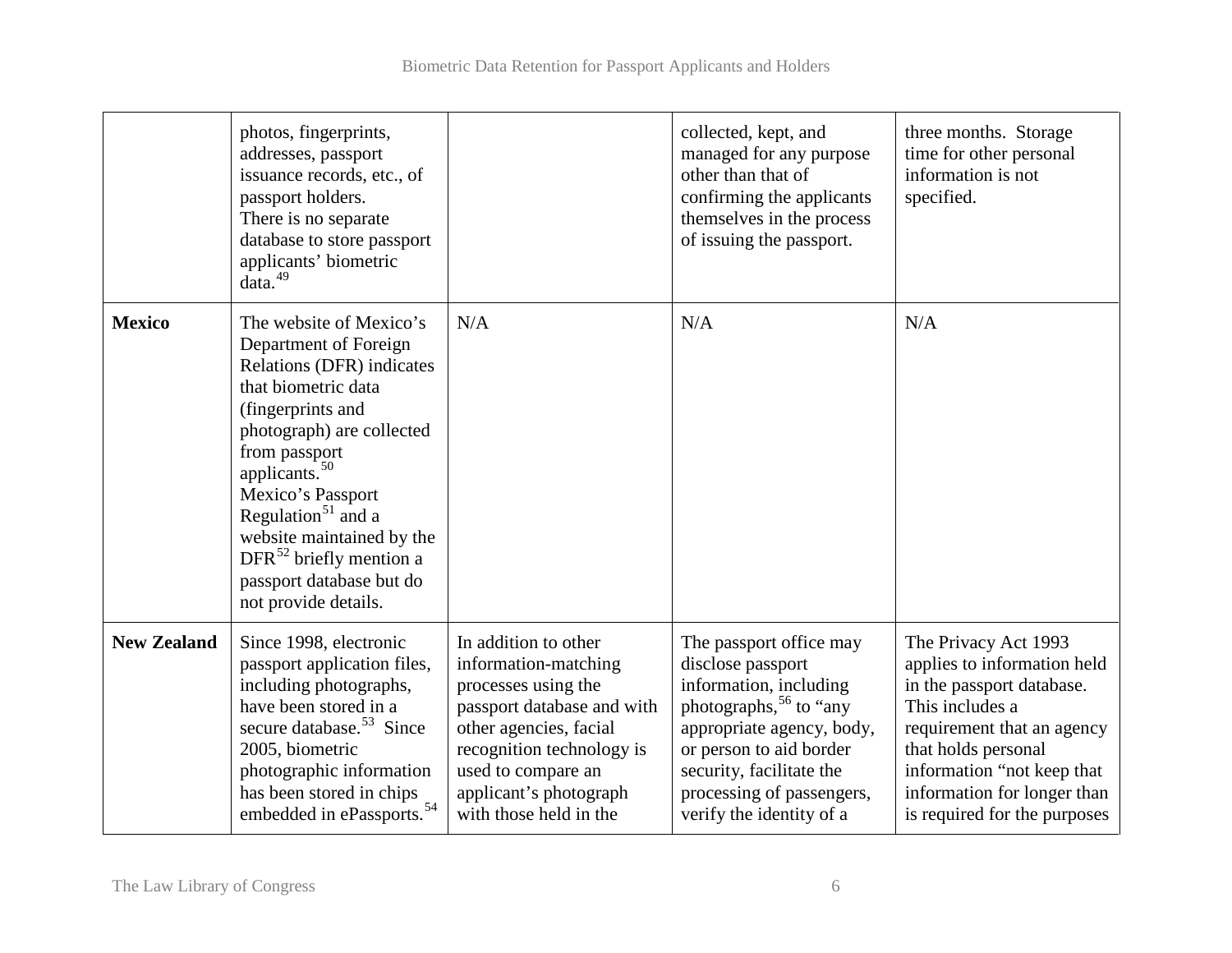| | | | | |
|---|---|---|---|---|
| | photos, fingerprints, addresses, passport issuance records, etc., of passport holders. There is no separate database to store passport applicants' biometric data.[49] | | collected, kept, and managed for any purpose other than that of confirming the applicants themselves in the process of issuing the passport. | three months. Storage time for other personal information is not specified. |
| **Mexico** | The website of Mexico's Department of Foreign Relations (DFR) indicates that biometric data (fingerprints and photograph) are collected from passport applicants.[50] Mexico's Passport Regulation[51] and a website maintained by the DFR[52] briefly mention a passport database but do not provide details. | N/A | N/A | N/A |
| **New Zealand** | Since 1998, electronic passport application files, including photographs, have been stored in a secure database.[53] Since 2005, biometric photographic information has been stored in chips embedded in ePassports.[54] | In addition to other information-matching processes using the passport database and with other agencies, facial recognition technology is used to compare an applicant's photograph with those held in the | The passport office may disclose passport information, including photographs,[56] to "any appropriate agency, body, or person to aid border security, facilitate the processing of passengers, verify the identity of a | The Privacy Act 1993 applies to information held in the passport database. This includes a requirement that an agency that holds personal information "not keep that information for longer than is required for the purposes |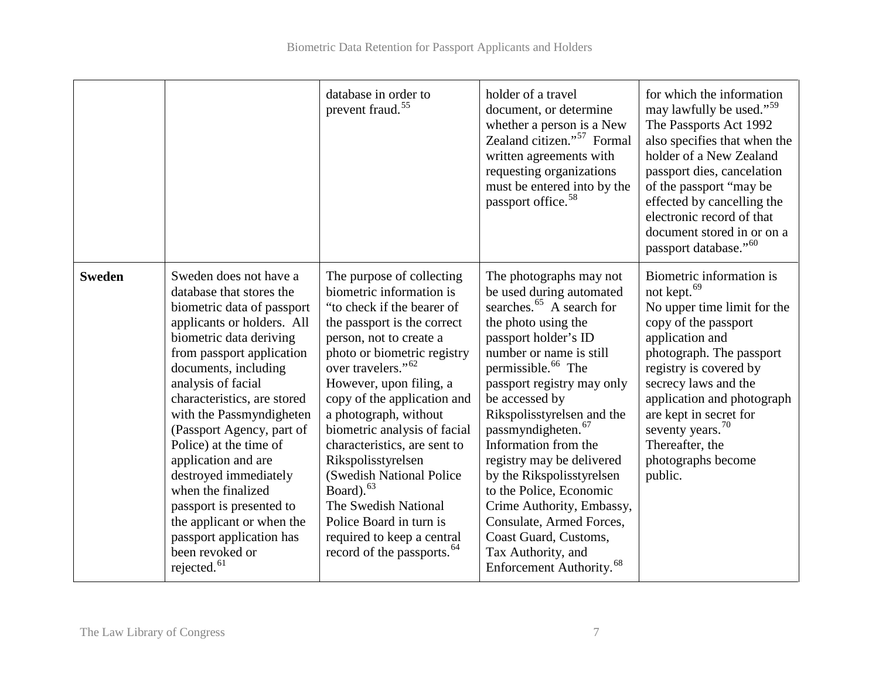| | | | | |
|---|---|---|---|---|
| | | database in order to prevent fraud.[55] | holder of a travel document, or determine whether a person is a New Zealand citizen."[57] Formal written agreements with requesting organizations must be entered into by the passport office.[58] | for which the information may lawfully be used."[59] The Passports Act 1992 also specifies that when the holder of a New Zealand passport dies, cancelation of the passport "may be effected by cancelling the electronic record of that document stored in or on a passport database."[60] |
| **Sweden** | Sweden does not have a database that stores the biometric data of passport applicants or holders. All biometric data deriving from passport application documents, including analysis of facial characteristics, are stored with the Passmyndigheten (Passport Agency, part of Police) at the time of application and are destroyed immediately when the finalized passport is presented to the applicant or when the passport application has been revoked or rejected.[61] | The purpose of collecting biometric information is "to check if the bearer of the passport is the correct person, not to create a photo or biometric registry over travelers."[62] However, upon filing, a copy of the application and a photograph, without biometric analysis of facial characteristics, are sent to Rikspolisstyrelsen (Swedish National Police Board).[63] The Swedish National Police Board in turn is required to keep a central record of the passports.[64] | The photographs may not be used during automated searches.[65] A search for the photo using the passport holder's ID number or name is still permissible.[66] The passport registry may only be accessed by Rikspolisstyrelsen and the passmyndigheten.[67] Information from the registry may be delivered by the Rikspolisstyrelsen to the Police, Economic Crime Authority, Embassy, Consulate, Armed Forces, Coast Guard, Customs, Tax Authority, and Enforcement Authority.[68] | Biometric information is not kept.[69] No upper time limit for the copy of the passport application and photograph. The passport registry is covered by secrecy laws and the application and photograph are kept in secret for seventy years.[70] Thereafter, the photographs become public. |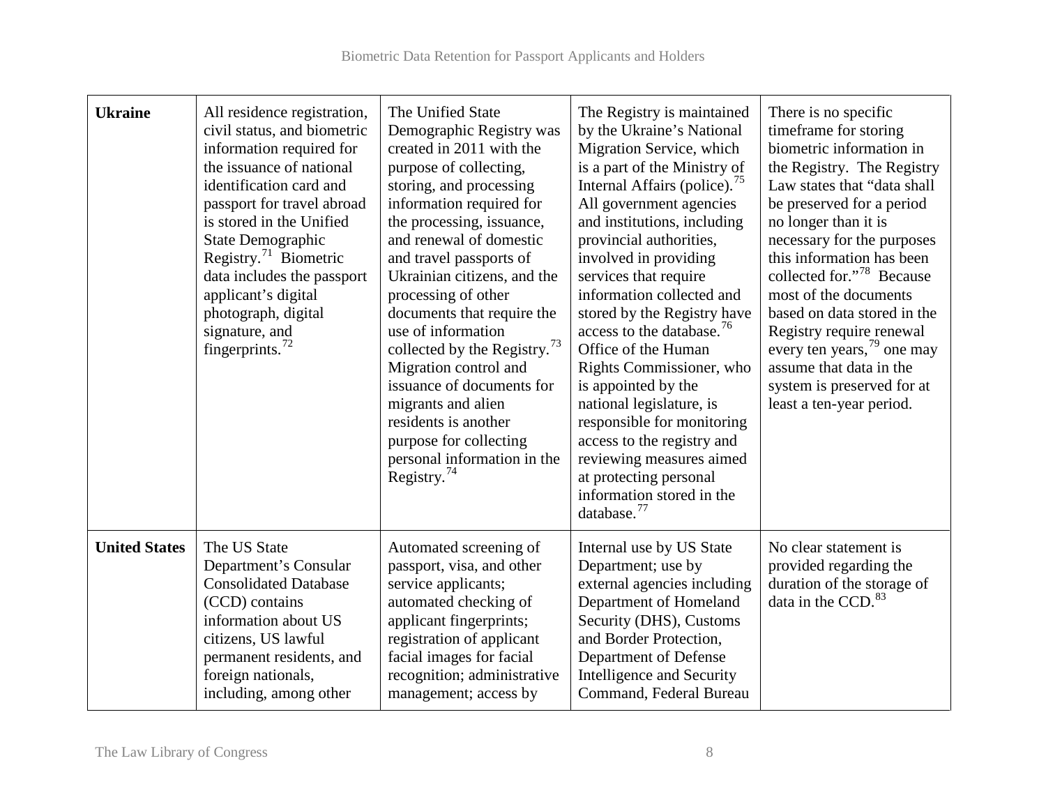| | | | | |
|---|---|---|---|---|
| **Ukraine** | All residence registration, civil status, and biometric information required for the issuance of national identification card and passport for travel abroad is stored in the Unified State Demographic Registry.[71] Biometric data includes the passport applicant's digital photograph, digital signature, and fingerprints.[72] | The Unified State Demographic Registry was created in 2011 with the purpose of collecting, storing, and processing information required for the processing, issuance, and renewal of domestic and travel passports of Ukrainian citizens, and the processing of other documents that require the use of information collected by the Registry.[73] Migration control and issuance of documents for migrants and alien residents is another purpose for collecting personal information in the Registry.[74] | The Registry is maintained by the Ukraine's National Migration Service, which is a part of the Ministry of Internal Affairs (police).[75] All government agencies and institutions, including provincial authorities, involved in providing services that require information collected and stored by the Registry have access to the database.[76] Office of the Human Rights Commissioner, who is appointed by the national legislature, is responsible for monitoring access to the registry and reviewing measures aimed at protecting personal information stored in the database.[77] | There is no specific timeframe for storing biometric information in the Registry. The Registry Law states that "data shall be preserved for a period no longer than it is necessary for the purposes this information has been collected for."[78] Because most of the documents based on data stored in the Registry require renewal every ten years,[79] one may assume that data in the system is preserved for at least a ten-year period. |
| **United States** | The US State Department's Consular Consolidated Database (CCD) contains information about US citizens, US lawful permanent residents, and foreign nationals, including, among other | Automated screening of passport, visa, and other service applicants; automated checking of applicant fingerprints; registration of applicant facial images for facial recognition; administrative management; access by | Internal use by US State Department; use by external agencies including Department of Homeland Security (DHS), Customs and Border Protection, Department of Defense Intelligence and Security Command, Federal Bureau | No clear statement is provided regarding the duration of the storage of data in the CCD.[83] |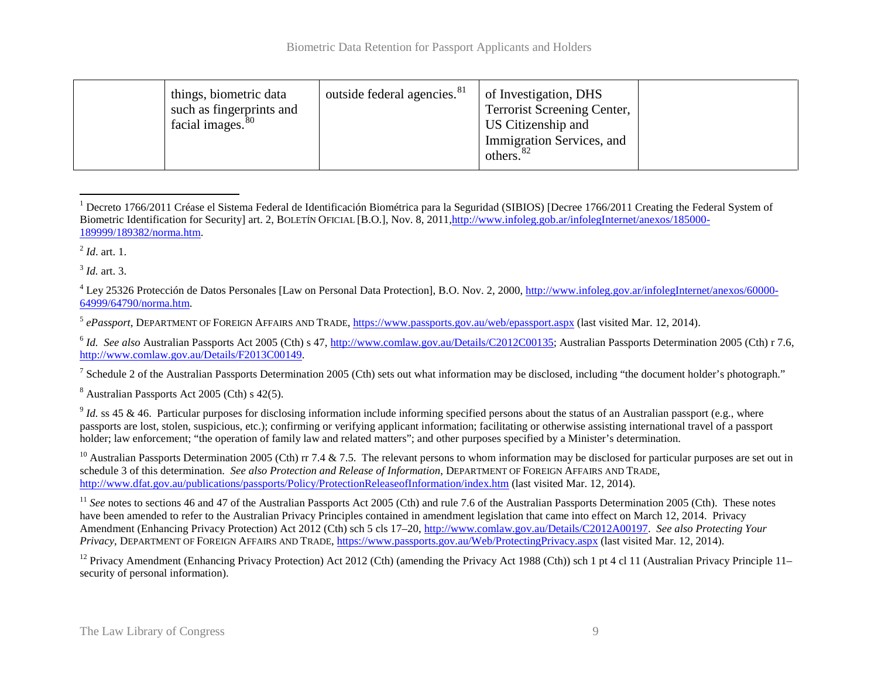|  | things, biometric data such as fingerprints and facial images.[80] | outside federal agencies.[81] | of Investigation, DHS Terrorist Screening Center, US Citizenship and Immigration Services, and others.[82] |  |
|---|---|---|---|---|

---

[1] Decreto 1766/2011 Créase el Sistema Federal de Identificación Biométrica para la Seguridad (SIBIOS) [Decree 1766/2011 Creating the Federal System of Biometric Identification for Security] art. 2, BOLETÍN OFICIAL [B.O.], Nov. 8, 2011, http://www.infoleg.gob.ar/infolegInternet/anexos/185000-189999/189382/norma.htm.

[2] *Id*. art. 1.

[3] *Id.* art. 3.

[4] Ley 25326 Protección de Datos Personales [Law on Personal Data Protection], B.O. Nov. 2, 2000, http://www.infoleg.gov.ar/infolegInternet/anexos/60000-64999/64790/norma.htm.

[5] *ePassport*, DEPARTMENT OF FOREIGN AFFAIRS AND TRADE, https://www.passports.gov.au/web/epassport.aspx (last visited Mar. 12, 2014).

[6] *Id. See also* Australian Passports Act 2005 (Cth) s 47, http://www.comlaw.gov.au/Details/C2012C00135; Australian Passports Determination 2005 (Cth) r 7.6, http://www.comlaw.gov.au/Details/F2013C00149.

[7] Schedule 2 of the Australian Passports Determination 2005 (Cth) sets out what information may be disclosed, including "the document holder's photograph."

[8] Australian Passports Act 2005 (Cth) s 42(5).

[9] *Id.* ss 45 & 46. Particular purposes for disclosing information include informing specified persons about the status of an Australian passport (e.g., where passports are lost, stolen, suspicious, etc.); confirming or verifying applicant information; facilitating or otherwise assisting international travel of a passport holder; law enforcement; "the operation of family law and related matters"; and other purposes specified by a Minister's determination.

[10] Australian Passports Determination 2005 (Cth) rr 7.4 & 7.5. The relevant persons to whom information may be disclosed for particular purposes are set out in schedule 3 of this determination. *See also Protection and Release of Information*, DEPARTMENT OF FOREIGN AFFAIRS AND TRADE, http://www.dfat.gov.au/publications/passports/Policy/ProtectionReleaseofInformation/index.htm (last visited Mar. 12, 2014).

[11] *See* notes to sections 46 and 47 of the Australian Passports Act 2005 (Cth) and rule 7.6 of the Australian Passports Determination 2005 (Cth). These notes have been amended to refer to the Australian Privacy Principles contained in amendment legislation that came into effect on March 12, 2014. Privacy Amendment (Enhancing Privacy Protection) Act 2012 (Cth) sch 5 cls 17–20, http://www.comlaw.gov.au/Details/C2012A00197. *See also Protecting Your Privacy*, DEPARTMENT OF FOREIGN AFFAIRS AND TRADE, https://www.passports.gov.au/Web/ProtectingPrivacy.aspx (last visited Mar. 12, 2014).

[12] Privacy Amendment (Enhancing Privacy Protection) Act 2012 (Cth) (amending the Privacy Act 1988 (Cth)) sch 1 pt 4 cl 11 (Australian Privacy Principle 11–security of personal information).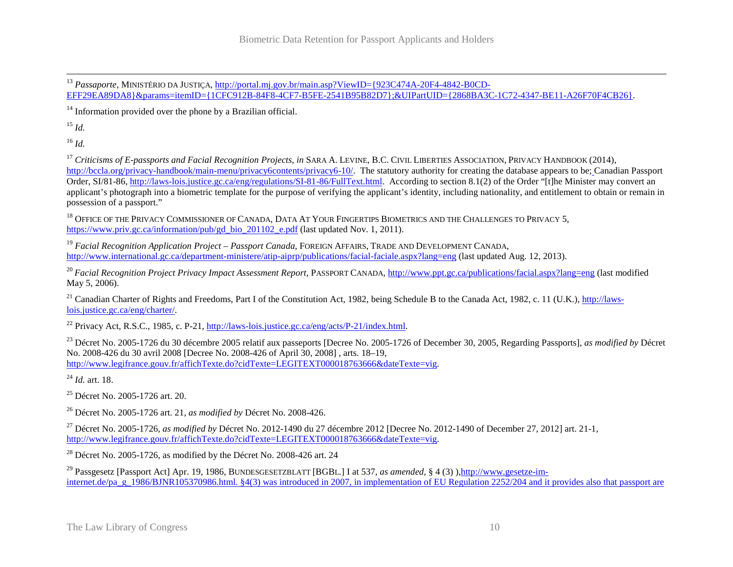[13] *Passaporte*, MINISTÉRIO DA JUSTIÇA, http://portal.mj.gov.br/main.asp?ViewID={923C474A-20F4-4842-B0CD-EFF29EA89DA8}&params=itemID={1CFC912B-84F8-4CF7-B5FE-2541B95B82D7};&UIPartUID={2868BA3C-1C72-4347-BE11-A26F70F4CB26}.

[14] Information provided over the phone by a Brazilian official.

[15] *Id.*

[16] *Id.*

[17] *Criticisms of E-passports and Facial Recognition Projects*, *in* SARA A. LEVINE, B.C. CIVIL LIBERTIES ASSOCIATION, PRIVACY HANDBOOK (2014), http://bccla.org/privacy-handbook/main-menu/privacy6contents/privacy6-10/. The statutory authority for creating the database appears to be; Canadian Passport Order, SI/81-86, http://laws-lois.justice.gc.ca/eng/regulations/SI-81-86/FullText.html. According to section 8.1(2) of the Order "[t]he Minister may convert an applicant's photograph into a biometric template for the purpose of verifying the applicant's identity, including nationality, and entitlement to obtain or remain in possession of a passport."

[18] OFFICE OF THE PRIVACY COMMISSIONER OF CANADA, DATA AT YOUR FINGERTIPS BIOMETRICS AND THE CHALLENGES TO PRIVACY 5, https://www.priv.gc.ca/information/pub/gd_bio_201102_e.pdf (last updated Nov. 1, 2011).

[19] *Facial Recognition Application Project – Passport Canada*, FOREIGN AFFAIRS, TRADE AND DEVELOPMENT CANADA, http://www.international.gc.ca/department-ministere/atip-aiprp/publications/facial-faciale.aspx?lang=eng (last updated Aug. 12, 2013).

[20] *Facial Recognition Project Privacy Impact Assessment Report*, PASSPORT CANADA, http://www.ppt.gc.ca/publications/facial.aspx?lang=eng (last modified May 5, 2006).

[21] Canadian Charter of Rights and Freedoms, Part I of the Constitution Act, 1982, being Schedule B to the Canada Act, 1982, c. 11 (U.K.), http://laws-lois.justice.gc.ca/eng/charter/.

[22] Privacy Act, R.S.C., 1985, c. P-21, http://laws-lois.justice.gc.ca/eng/acts/P-21/index.html.

[23] Décret No. 2005-1726 du 30 décembre 2005 relatif aux passeports [Decree No. 2005-1726 of December 30, 2005, Regarding Passports], *as modified by* Décret No. 2008-426 du 30 avril 2008 [Decree No. 2008-426 of April 30, 2008] , arts. 18–19, http://www.legifrance.gouv.fr/affichTexte.do?cidTexte=LEGITEXT000018763666&dateTexte=vig.

[24] *Id.* art. 18.

[25] Décret No. 2005-1726 art. 20.

[26] Décret No. 2005-1726 art. 21, *as modified by* Décret No. 2008-426.

[27] Décret No. 2005-1726, *as modified by* Décret No. 2012-1490 du 27 décembre 2012 [Decree No. 2012-1490 of December 27, 2012] art. 21-1, http://www.legifrance.gouv.fr/affichTexte.do?cidTexte=LEGITEXT000018763666&dateTexte=vig.

[28] Décret No. 2005-1726, as modified by the Décret No. 2008-426 art. 24

[29] Passgesetz [Passport Act] Apr. 19, 1986, BUNDESGESETZBLATT [BGBL.] I at 537, *as amended*, § 4 (3) ),http://www.gesetze-im-internet.de/pa_g_1986/BJNR105370986.html. §4(3) was introduced in 2007, in implementation of EU Regulation 2252/204 and it provides also that passport are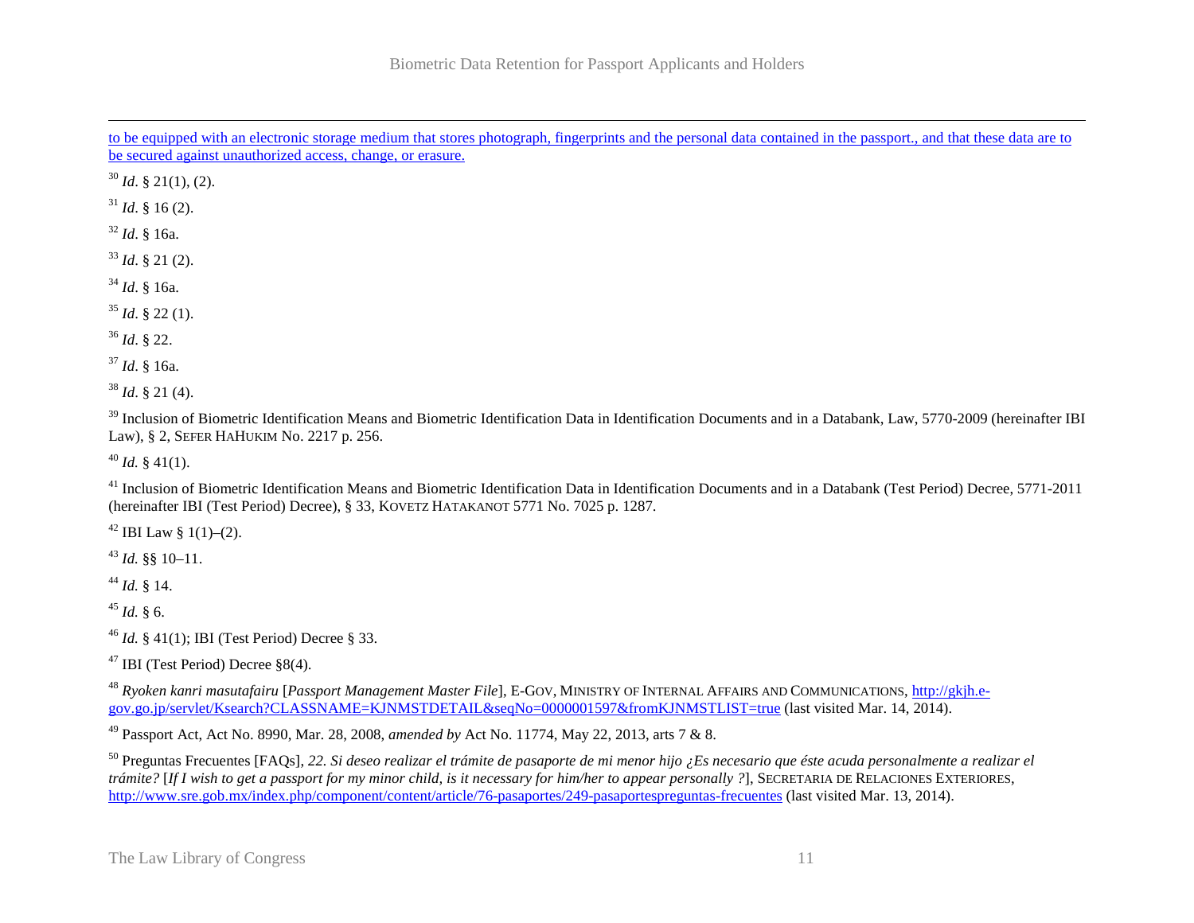to be equipped with an electronic storage medium that stores photograph, fingerprints and the personal data contained in the passport., and that these data are to be secured against unauthorized access, change, or erasure.

[30] *Id*. § 21(1), (2).

[31] *Id*. § 16 (2).

[32] *Id*. § 16a.

[33] *Id*. § 21 (2).

[34] *Id*. § 16a.

[35] *Id*. § 22 (1).

[36] *Id*. § 22.

[37] *Id*. § 16a.

[38] *Id*. § 21 (4).

[39] Inclusion of Biometric Identification Means and Biometric Identification Data in Identification Documents and in a Databank, Law, 5770-2009 (hereinafter IBI Law), § 2, SEFER HAHUKIM No. 2217 p. 256.

[40] *Id.* § 41(1).

[41] Inclusion of Biometric Identification Means and Biometric Identification Data in Identification Documents and in a Databank (Test Period) Decree, 5771-2011 (hereinafter IBI (Test Period) Decree), § 33, KOVETZ HATAKANOT 5771 No. 7025 p. 1287.

[42] IBI Law § 1(1)–(2).

[43] *Id.* §§ 10–11.

[44] *Id.* § 14.

[45] *Id.* § 6.

[46] *Id.* § 41(1); IBI (Test Period) Decree § 33.

[47] IBI (Test Period) Decree §8(4).

[48] *Ryoken kanri masutafairu* [*Passport Management Master File*], E-GOV, MINISTRY OF INTERNAL AFFAIRS AND COMMUNICATIONS, http://gkjh.e-gov.go.jp/servlet/Ksearch?CLASSNAME=KJNMSTDETAIL&seqNo=0000001597&fromKJNMSTLIST=true (last visited Mar. 14, 2014).

[49] Passport Act, Act No. 8990, Mar. 28, 2008, *amended by* Act No. 11774, May 22, 2013, arts 7 & 8.

[50] Preguntas Frecuentes [FAQs], *22. Si deseo realizar el trámite de pasaporte de mi menor hijo ¿Es necesario que éste acuda personalmente a realizar el trámite?* [*If I wish to get a passport for my minor child, is it necessary for him/her to appear personally ?*], SECRETARIA DE RELACIONES EXTERIORES, http://www.sre.gob.mx/index.php/component/content/article/76-pasaportes/249-pasaportespreguntas-frecuentes (last visited Mar. 13, 2014).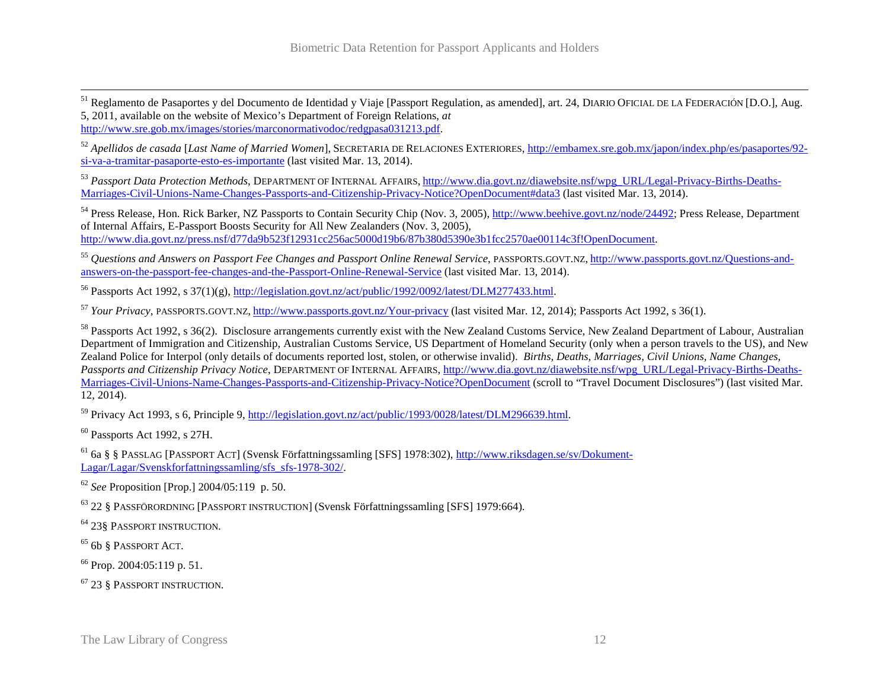[51] Reglamento de Pasaportes y del Documento de Identidad y Viaje [Passport Regulation, as amended], art. 24, DIARIO OFICIAL DE LA FEDERACIÓN [D.O.], Aug. 5, 2011, available on the website of Mexico's Department of Foreign Relations, *at* http://www.sre.gob.mx/images/stories/marconormativodoc/redgpasa031213.pdf.

[52] *Apellidos de casada* [*Last Name of Married Women*], SECRETARIA DE RELACIONES EXTERIORES, http://embamex.sre.gob.mx/japon/index.php/es/pasaportes/92-si-va-a-tramitar-pasaporte-esto-es-importante (last visited Mar. 13, 2014).

[53] *Passport Data Protection Methods*, DEPARTMENT OF INTERNAL AFFAIRS, http://www.dia.govt.nz/diawebsite.nsf/wpg_URL/Legal-Privacy-Births-Deaths-Marriages-Civil-Unions-Name-Changes-Passports-and-Citizenship-Privacy-Notice?OpenDocument#data3 (last visited Mar. 13, 2014).

[54] Press Release, Hon. Rick Barker, NZ Passports to Contain Security Chip (Nov. 3, 2005), http://www.beehive.govt.nz/node/24492; Press Release, Department of Internal Affairs, E-Passport Boosts Security for All New Zealanders (Nov. 3, 2005), http://www.dia.govt.nz/press.nsf/d77da9b523f12931cc256ac5000d19b6/87b380d5390e3b1fcc2570ae00114c3f!OpenDocument.

[55] *Questions and Answers on Passport Fee Changes and Passport Online Renewal Service*, PASSPORTS.GOVT.NZ, http://www.passports.govt.nz/Questions-and-answers-on-the-passport-fee-changes-and-the-Passport-Online-Renewal-Service (last visited Mar. 13, 2014).

[56] Passports Act 1992, s 37(1)(g), http://legislation.govt.nz/act/public/1992/0092/latest/DLM277433.html.

[57] *Your Privacy*, PASSPORTS.GOVT.NZ, http://www.passports.govt.nz/Your-privacy (last visited Mar. 12, 2014); Passports Act 1992, s 36(1).

[58] Passports Act 1992, s 36(2). Disclosure arrangements currently exist with the New Zealand Customs Service, New Zealand Department of Labour, Australian Department of Immigration and Citizenship, Australian Customs Service, US Department of Homeland Security (only when a person travels to the US), and New Zealand Police for Interpol (only details of documents reported lost, stolen, or otherwise invalid). *Births, Deaths, Marriages, Civil Unions, Name Changes, Passports and Citizenship Privacy Notice*, DEPARTMENT OF INTERNAL AFFAIRS, http://www.dia.govt.nz/diawebsite.nsf/wpg_URL/Legal-Privacy-Births-Deaths-Marriages-Civil-Unions-Name-Changes-Passports-and-Citizenship-Privacy-Notice?OpenDocument (scroll to "Travel Document Disclosures") (last visited Mar. 12, 2014).

[59] Privacy Act 1993, s 6, Principle 9, http://legislation.govt.nz/act/public/1993/0028/latest/DLM296639.html.

[60] Passports Act 1992, s 27H.

[61] 6a § § PASSLAG [PASSPORT ACT] (Svensk Författningssamling [SFS] 1978:302), http://www.riksdagen.se/sv/Dokument-Lagar/Lagar/Svenskforfattningssamling/sfs_sfs-1978-302/.

[62] *See* Proposition [Prop.] 2004/05:119 p. 50.

[63] 22 § PASSFÖRORDNING [PASSPORT INSTRUCTION] (Svensk Författningssamling [SFS] 1979:664).

[64] 23§ PASSPORT INSTRUCTION.

[65] 6b § PASSPORT ACT.

[66] Prop. 2004:05:119 p. 51.

[67] 23 § PASSPORT INSTRUCTION.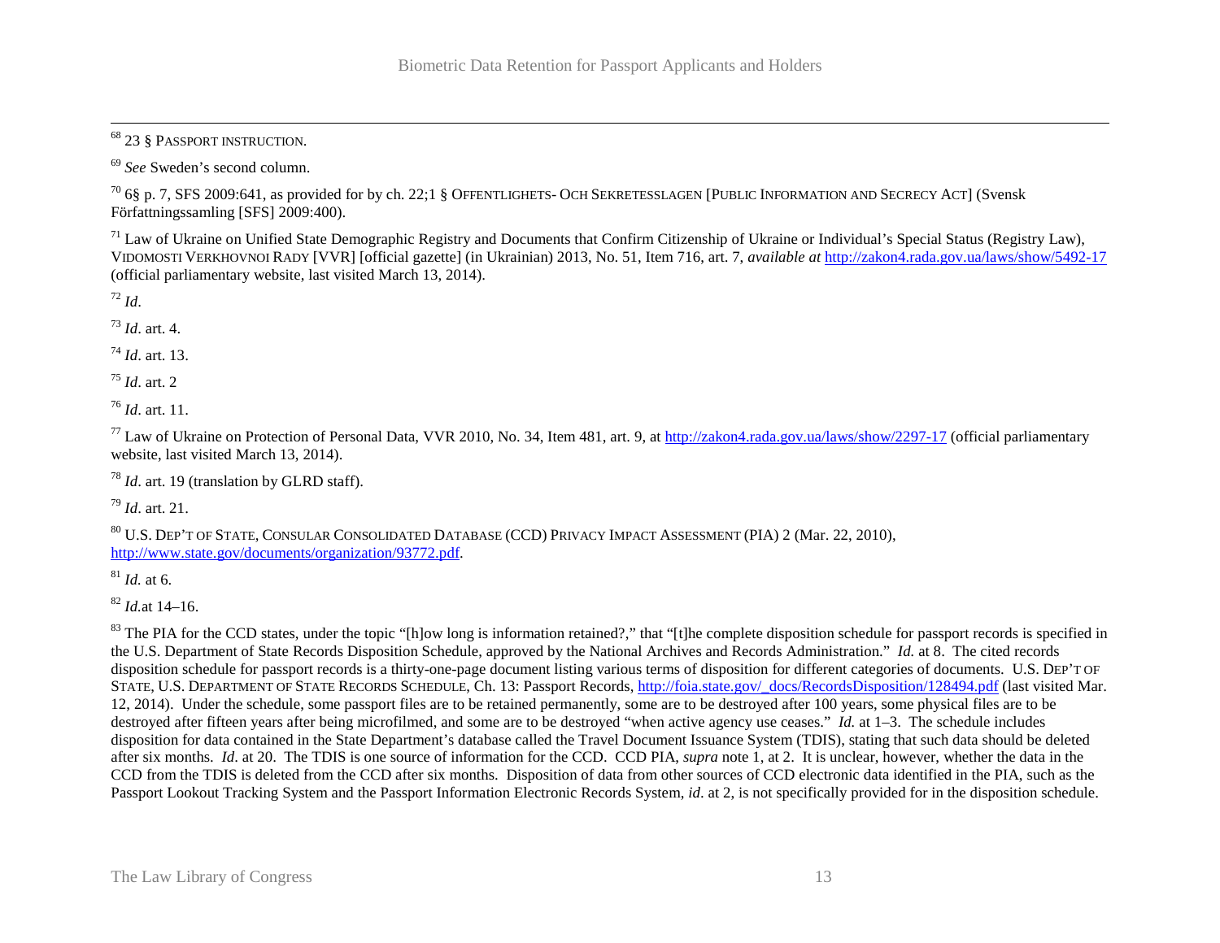[68] 23 § PASSPORT INSTRUCTION.

[69] *See* Sweden's second column.

[70] 6§ p. 7, SFS 2009:641, as provided for by ch. 22;1 § OFFENTLIGHETS- OCH SEKRETESSLAGEN [PUBLIC INFORMATION AND SECRECY ACT] (Svensk Författningssamling [SFS] 2009:400).

[71] Law of Ukraine on Unified State Demographic Registry and Documents that Confirm Citizenship of Ukraine or Individual's Special Status (Registry Law), VIDOMOSTI VERKHOVNOI RADY [VVR] [official gazette] (in Ukrainian) 2013, No. 51, Item 716, art. 7, *available at* http://zakon4.rada.gov.ua/laws/show/5492-17 (official parliamentary website, last visited March 13, 2014).

[72] *Id*.

[73] *Id*. art. 4.

[74] *Id*. art. 13.

[75] *Id*. art. 2

[76] *Id*. art. 11.

[77] Law of Ukraine on Protection of Personal Data, VVR 2010, No. 34, Item 481, art. 9, at http://zakon4.rada.gov.ua/laws/show/2297-17 (official parliamentary website, last visited March 13, 2014).

[78] *Id*. art. 19 (translation by GLRD staff).

[79] *Id*. art. 21.

[80] U.S. DEP'T OF STATE, CONSULAR CONSOLIDATED DATABASE (CCD) PRIVACY IMPACT ASSESSMENT (PIA) 2 (Mar. 22, 2010), http://www.state.gov/documents/organization/93772.pdf.

[81] *Id.* at 6.

[82] *Id.*at 14–16.

[83] The PIA for the CCD states, under the topic "[h]ow long is information retained?," that "[t]he complete disposition schedule for passport records is specified in the U.S. Department of State Records Disposition Schedule, approved by the National Archives and Records Administration." *Id.* at 8. The cited records disposition schedule for passport records is a thirty-one-page document listing various terms of disposition for different categories of documents. U.S. DEP'T OF STATE, U.S. DEPARTMENT OF STATE RECORDS SCHEDULE, Ch. 13: Passport Records, http://foia.state.gov/_docs/RecordsDisposition/128494.pdf (last visited Mar. 12, 2014). Under the schedule, some passport files are to be retained permanently, some are to be destroyed after 100 years, some physical files are to be destroyed after fifteen years after being microfilmed, and some are to be destroyed "when active agency use ceases." *Id.* at 1–3. The schedule includes disposition for data contained in the State Department's database called the Travel Document Issuance System (TDIS), stating that such data should be deleted after six months. *Id*. at 20. The TDIS is one source of information for the CCD. CCD PIA, *supra* note 1, at 2. It is unclear, however, whether the data in the CCD from the TDIS is deleted from the CCD after six months. Disposition of data from other sources of CCD electronic data identified in the PIA, such as the Passport Lookout Tracking System and the Passport Information Electronic Records System, *id*. at 2, is not specifically provided for in the disposition schedule.